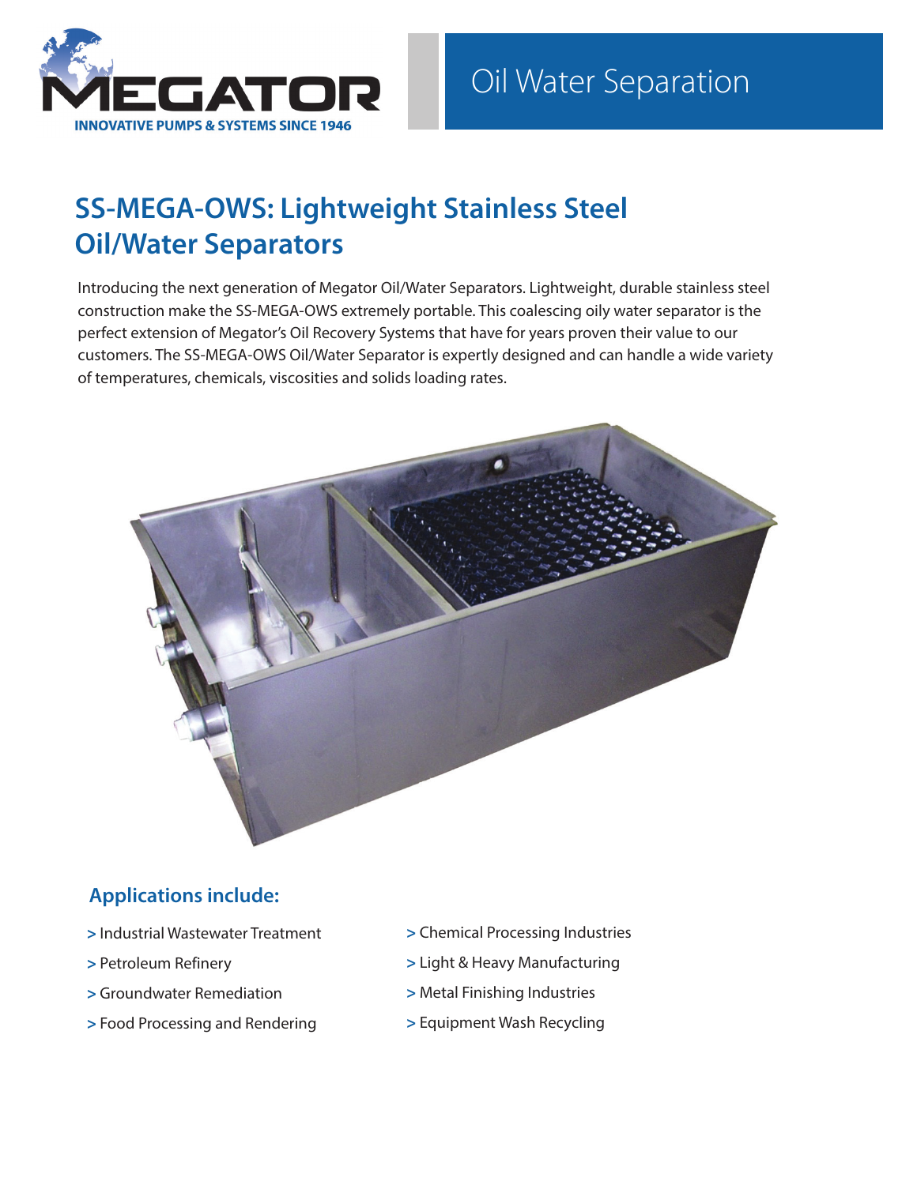MEGATOR
INNOVATIVE PUMPS & SYSTEMS SINCE 1946

Oil Water Separation

# SS-MEGA-OWS: Lightweight Stainless Steel Oil/Water Separators

Introducing the next generation of Megator Oil/Water Separators. Lightweight, durable stainless steel construction make the SS-MEGA-OWS extremely portable. This coalescing oily water separator is the perfect extension of Megator's Oil Recovery Systems that have for years proven their value to our customers. The SS-MEGA-OWS Oil/Water Separator is expertly designed and can handle a wide variety of temperatures, chemicals, viscosities and solids loading rates.

## Applications include:

- Industrial Wastewater Treatment
- Petroleum Refinery
- Groundwater Remediation
- Food Processing and Rendering
- Chemical Processing Industries
- Light & Heavy Manufacturing
- Metal Finishing Industries
- Equipment Wash Recycling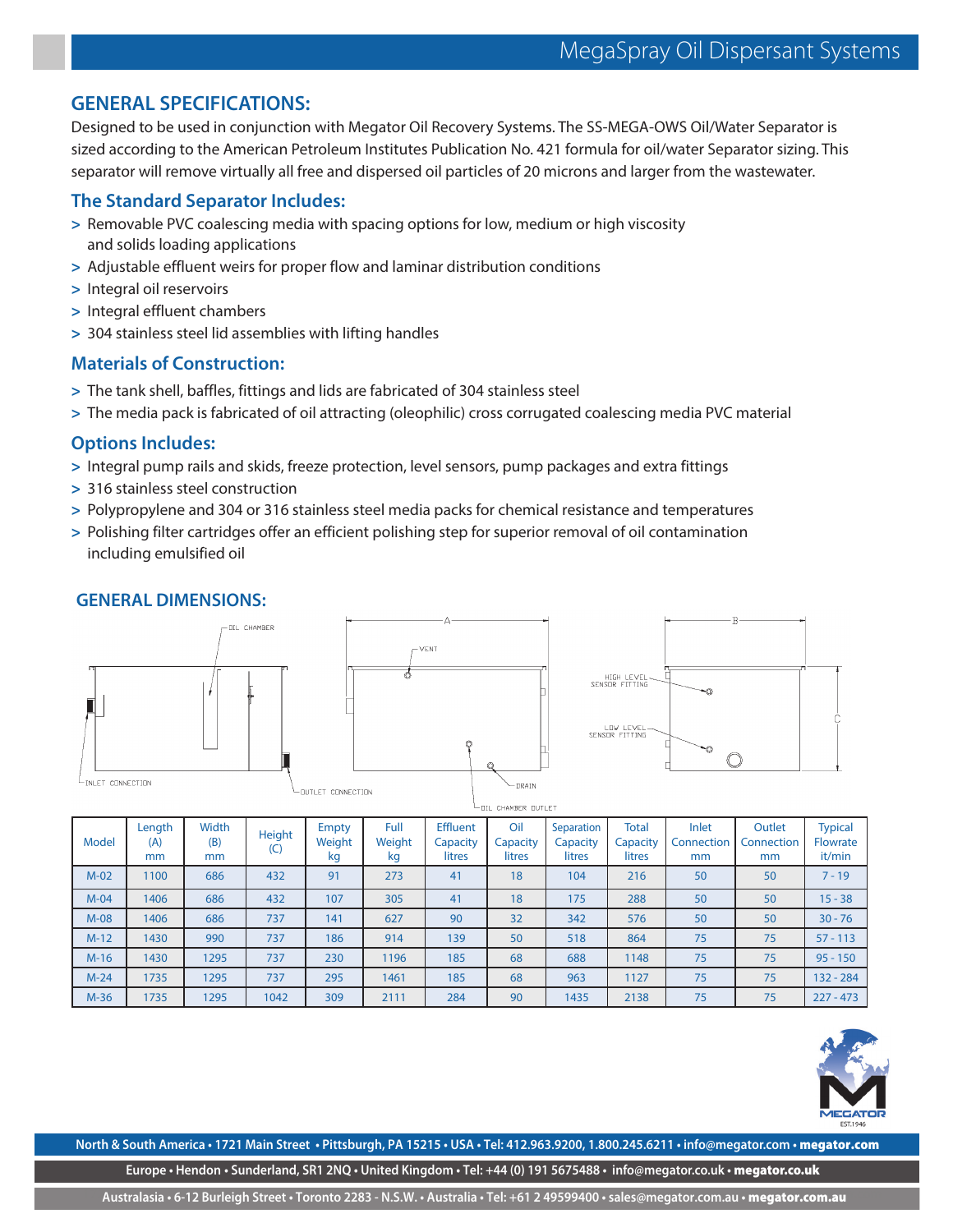## GENERAL SPECIFICATIONS:

Designed to be used in conjunction with Megator Oil Recovery Systems. The SS-MEGA-OWS Oil/Water Separator is sized according to the American Petroleum Institutes Publication No. 421 formula for oil/water Separator sizing. This separator will remove virtually all free and dispersed oil particles of 20 microns and larger from the wastewater.

### The Standard Separator Includes:

- Removable PVC coalescing media with spacing options for low, medium or high viscosity and solids loading applications
- Adjustable effluent weirs for proper flow and laminar distribution conditions
- Integral oil reservoirs
- Integral effluent chambers
- 304 stainless steel lid assemblies with lifting handles

### Materials of Construction:

- The tank shell, baffles, fittings and lids are fabricated of 304 stainless steel
- The media pack is fabricated of oil attracting (oleophilic) cross corrugated coalescing media PVC material

### Options Includes:

- Integral pump rails and skids, freeze protection, level sensors, pump packages and extra fittings
- 316 stainless steel construction
- Polypropylene and 304 or 316 stainless steel media packs for chemical resistance and temperatures
- Polishing filter cartridges offer an efficient polishing step for superior removal of oil contamination including emulsified oil

## GENERAL DIMENSIONS:

OIL CHAMBER
INLET CONNECTION
OUTLET CONNECTION
A
VENT
DRAIN
OIL CHAMBER OUTLET
B
HIGH LEVEL SENSOR FITTING
LOW LEVEL SENSOR FITTING
C

| Model | Length (A) mm | Width (B) mm | Height (C) | Empty Weight kg | Full Weight kg | Effluent Capacity litres | Oil Capacity litres | Separation Capacity litres | Total Capacity litres | Inlet Connection mm | Outlet Connection mm | Typical Flowrate it/min |
|---|---|---|---|---|---|---|---|---|---|---|---|---|
| M-02 | 1100 | 686 | 432 | 91 | 273 | 41 | 18 | 104 | 216 | 50 | 50 | 7 - 19 |
| M-04 | 1406 | 686 | 432 | 107 | 305 | 41 | 18 | 175 | 288 | 50 | 50 | 15 - 38 |
| M-08 | 1406 | 686 | 737 | 141 | 627 | 90 | 32 | 342 | 576 | 50 | 50 | 30 - 76 |
| M-12 | 1430 | 990 | 737 | 186 | 914 | 139 | 50 | 518 | 864 | 75 | 75 | 57 - 113 |
| M-16 | 1430 | 1295 | 737 | 230 | 1196 | 185 | 68 | 688 | 1148 | 75 | 75 | 95 - 150 |
| M-24 | 1735 | 1295 | 737 | 295 | 1461 | 185 | 68 | 963 | 1127 | 75 | 75 | 132 - 284 |
| M-36 | 1735 | 1295 | 1042 | 309 | 2111 | 284 | 90 | 1435 | 2138 | 75 | 75 | 227 - 473 |

North & South America • 1721 Main Street • Pittsburgh, PA 15215 • USA • Tel: 412.963.9200, 1.800.245.6211 • info@megator.com • **megator.com**

Europe • Hendon • Sunderland, SR1 2NQ • United Kingdom • Tel: +44 (0) 191 5675488 • info@megator.co.uk • **megator.co.uk**

Australasia • 6-12 Burleigh Street • Toronto 2283 - N.S.W. • Australia • Tel: +61 2 49599400 • sales@megator.com.au • **megator.com.au**